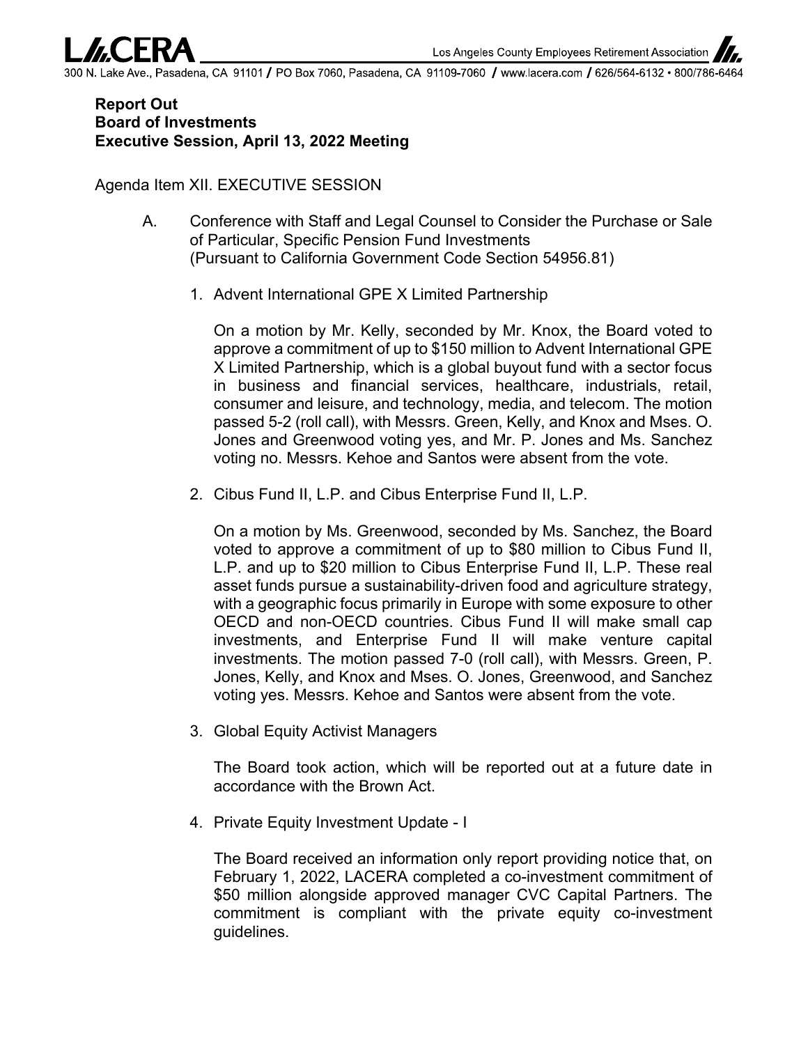**Report Out**
**Board of Investments**
**Executive Session, April 13, 2022 Meeting**

Agenda Item XII. EXECUTIVE SESSION

A. Conference with Staff and Legal Counsel to Consider the Purchase or Sale of Particular, Specific Pension Fund Investments (Pursuant to California Government Code Section 54956.81)

1. Advent International GPE X Limited Partnership

   On a motion by Mr. Kelly, seconded by Mr. Knox, the Board voted to approve a commitment of up to $150 million to Advent International GPE X Limited Partnership, which is a global buyout fund with a sector focus in business and financial services, healthcare, industrials, retail, consumer and leisure, and technology, media, and telecom. The motion passed 5-2 (roll call), with Messrs. Green, Kelly, and Knox and Mses. O. Jones and Greenwood voting yes, and Mr. P. Jones and Ms. Sanchez voting no. Messrs. Kehoe and Santos were absent from the vote.

2. Cibus Fund II, L.P. and Cibus Enterprise Fund II, L.P.

   On a motion by Ms. Greenwood, seconded by Ms. Sanchez, the Board voted to approve a commitment of up to $80 million to Cibus Fund II, L.P. and up to $20 million to Cibus Enterprise Fund II, L.P. These real asset funds pursue a sustainability-driven food and agriculture strategy, with a geographic focus primarily in Europe with some exposure to other OECD and non-OECD countries. Cibus Fund II will make small cap investments, and Enterprise Fund II will make venture capital investments. The motion passed 7-0 (roll call), with Messrs. Green, P. Jones, Kelly, and Knox and Mses. O. Jones, Greenwood, and Sanchez voting yes. Messrs. Kehoe and Santos were absent from the vote.

3. Global Equity Activist Managers

   The Board took action, which will be reported out at a future date in accordance with the Brown Act.

4. Private Equity Investment Update - I

   The Board received an information only report providing notice that, on February 1, 2022, LACERA completed a co-investment commitment of $50 million alongside approved manager CVC Capital Partners. The commitment is compliant with the private equity co-investment guidelines.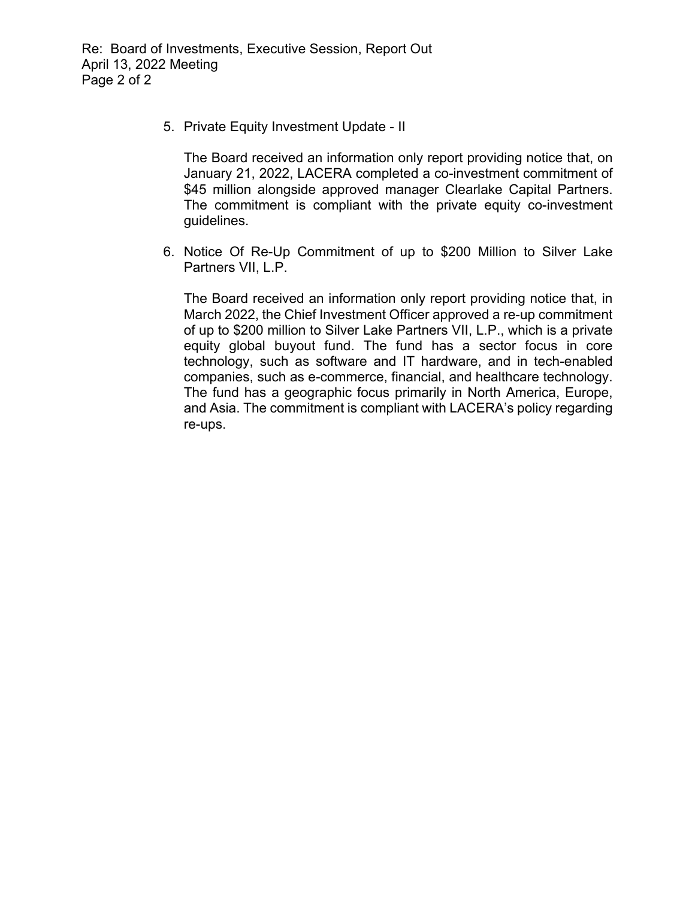5. Private Equity Investment Update - II

   The Board received an information only report providing notice that, on January 21, 2022, LACERA completed a co-investment commitment of $45 million alongside approved manager Clearlake Capital Partners. The commitment is compliant with the private equity co-investment guidelines.

6. Notice Of Re-Up Commitment of up to $200 Million to Silver Lake Partners VII, L.P.

   The Board received an information only report providing notice that, in March 2022, the Chief Investment Officer approved a re-up commitment of up to $200 million to Silver Lake Partners VII, L.P., which is a private equity global buyout fund. The fund has a sector focus in core technology, such as software and IT hardware, and in tech-enabled companies, such as e-commerce, financial, and healthcare technology. The fund has a geographic focus primarily in North America, Europe, and Asia. The commitment is compliant with LACERA's policy regarding re-ups.